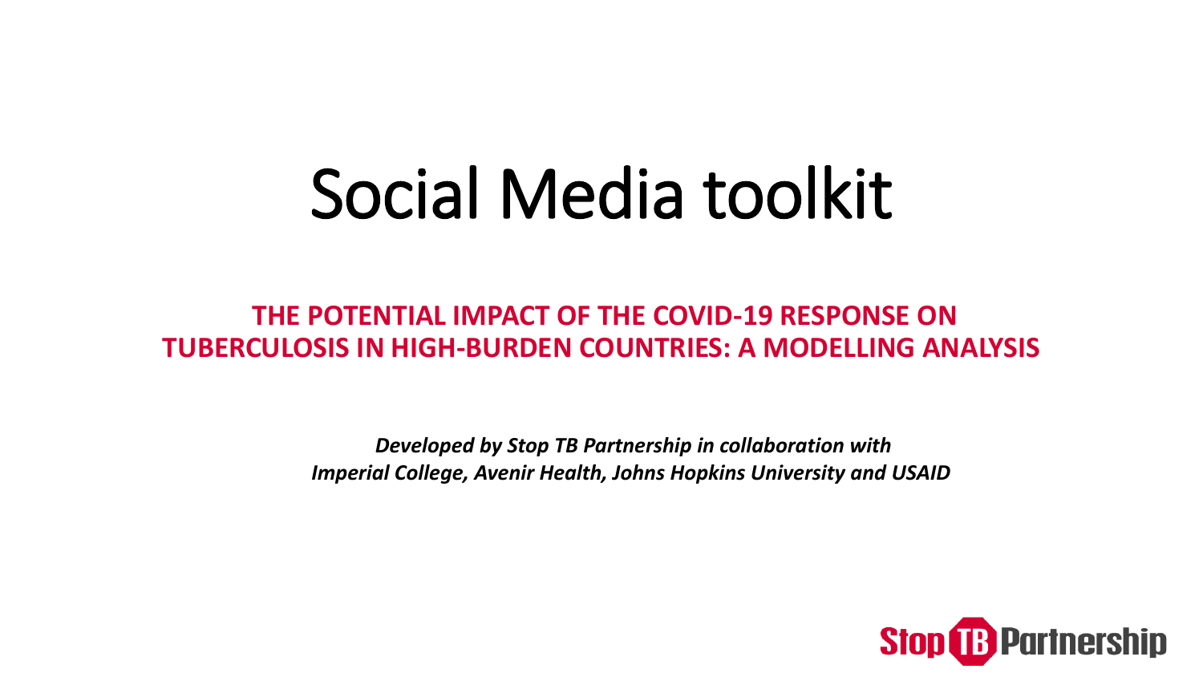# Social Media toolkit

## THE POTENTIAL IMPACT OF THE COVID-19 RESPONSE ON TUBERCULOSIS IN HIGH-BURDEN COUNTRIES: A MODELLING ANALYSIS

***Developed by Stop TB Partnership in collaboration with Imperial College, Avenir Health, Johns Hopkins University and USAID***

Stop TB Partnership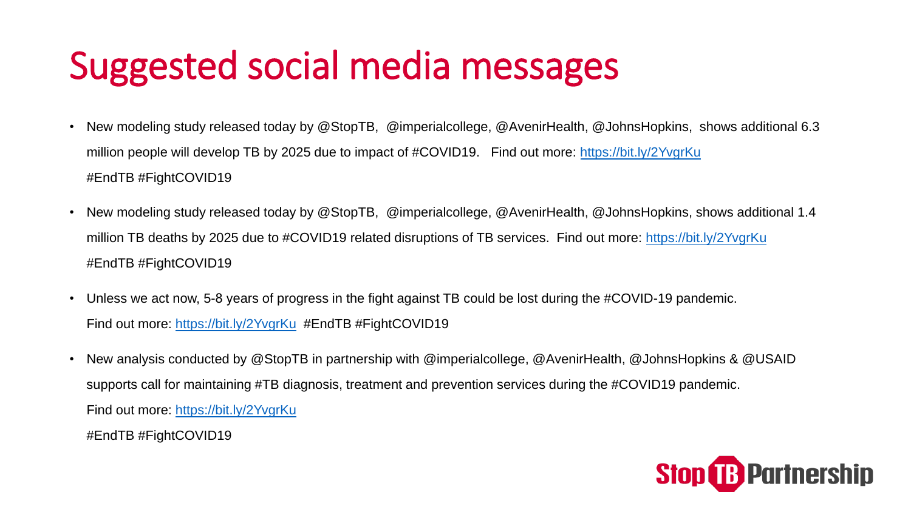# Suggested social media messages

- New modeling study released today by @StopTB, @imperialcollege, @AvenirHealth, @JohnsHopkins, shows additional 6.3 million people will develop TB by 2025 due to impact of #COVID19. Find out more: https://bit.ly/2YvgrKu #EndTB #FightCOVID19
- New modeling study released today by @StopTB, @imperialcollege, @AvenirHealth, @JohnsHopkins, shows additional 1.4 million TB deaths by 2025 due to #COVID19 related disruptions of TB services. Find out more: https://bit.ly/2YvgrKu #EndTB #FightCOVID19
- Unless we act now, 5-8 years of progress in the fight against TB could be lost during the #COVID-19 pandemic. Find out more: https://bit.ly/2YvgrKu #EndTB #FightCOVID19
- New analysis conducted by @StopTB in partnership with @imperialcollege, @AvenirHealth, @JohnsHopkins & @USAID supports call for maintaining #TB diagnosis, treatment and prevention services during the #COVID19 pandemic. Find out more: https://bit.ly/2YvgrKu #EndTB #FightCOVID19

Stop TB Partnership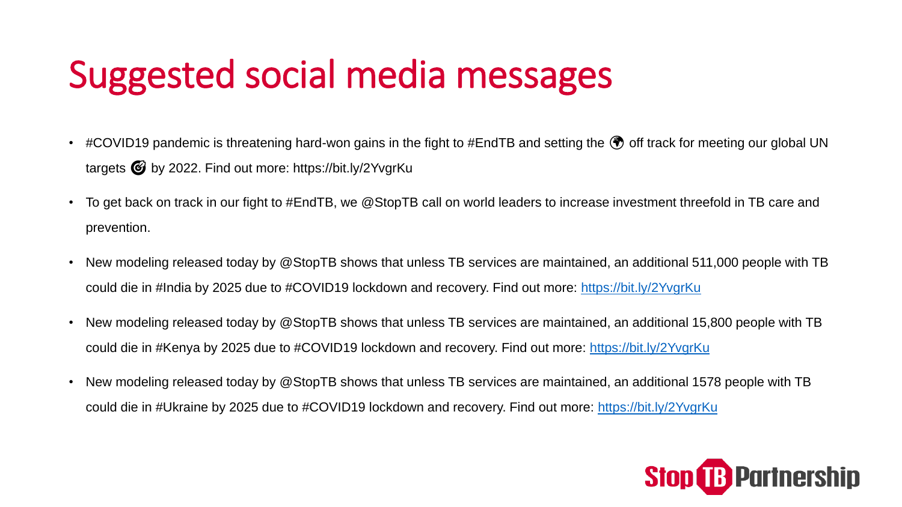# Suggested social media messages

- #COVID19 pandemic is threatening hard-won gains in the fight to #EndTB and setting the 🌍 off track for meeting our global UN targets 🎯 by 2022. Find out more: https://bit.ly/2YvgrKu
- To get back on track in our fight to #EndTB, we @StopTB call on world leaders to increase investment threefold in TB care and prevention.
- New modeling released today by @StopTB shows that unless TB services are maintained, an additional 511,000 people with TB could die in #India by 2025 due to #COVID19 lockdown and recovery. Find out more: https://bit.ly/2YvgrKu
- New modeling released today by @StopTB shows that unless TB services are maintained, an additional 15,800 people with TB could die in #Kenya by 2025 due to #COVID19 lockdown and recovery. Find out more: https://bit.ly/2YvgrKu
- New modeling released today by @StopTB shows that unless TB services are maintained, an additional 1578 people with TB could die in #Ukraine by 2025 due to #COVID19 lockdown and recovery. Find out more: https://bit.ly/2YvgrKu

Stop TB Partnership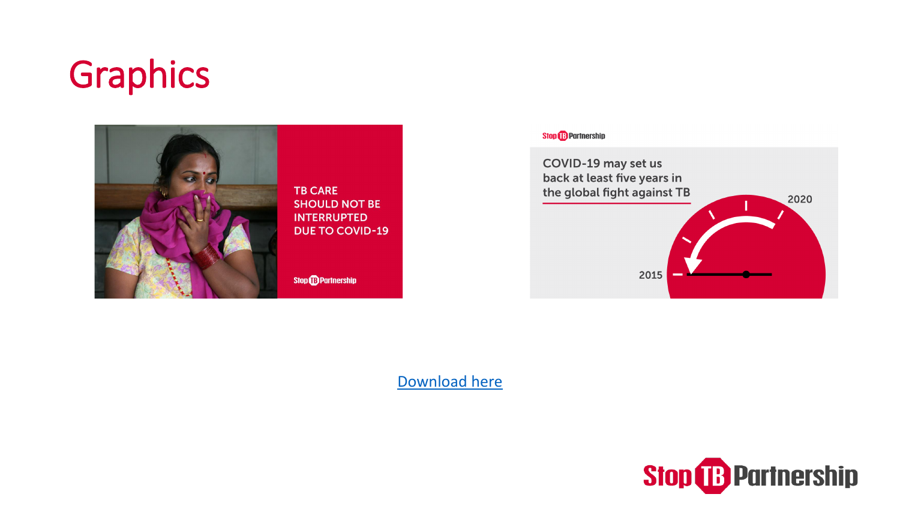# Graphics

TB CARE SHOULD NOT BE INTERRUPTED DUE TO COVID-19

Stop TB Partnership

Stop TB Partnership

COVID-19 may set us back at least five years in the global fight against TB

2020

2015

Download here